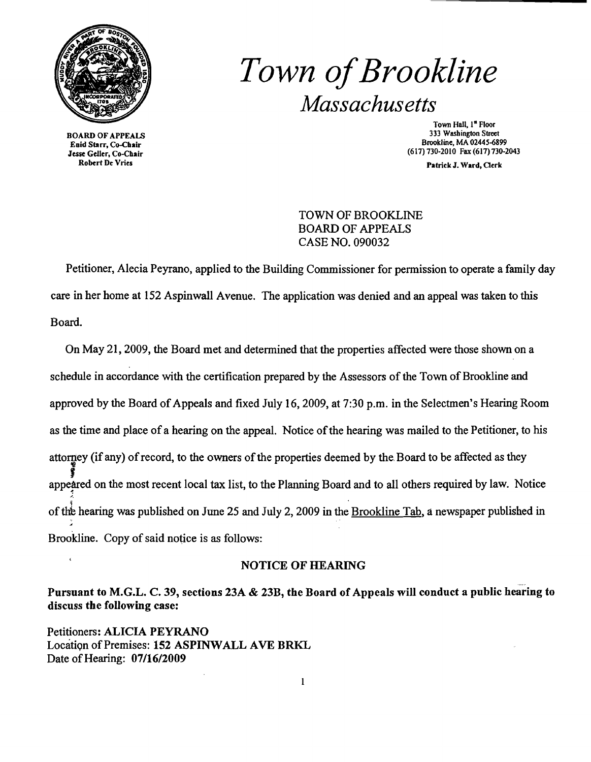# *Town of Brookline*

## *Massachusetts*

BOARD OF APPEALS
Enid Starr, Co-Chair
Jesse Geller, Co-Chair
Robert De Vries

Town Hall, 1st Floor
333 Washington Street
Brookline, MA 02445-6899
(617) 730-2010 Fax (617) 730-2043

Patrick J. Ward, Clerk

TOWN OF BROOKLINE
BOARD OF APPEALS
CASE NO. 090032

Petitioner, Alecia Peyrano, applied to the Building Commissioner for permission to operate a family day care in her home at 152 Aspinwall Avenue. The application was denied and an appeal was taken to this Board.

On May 21, 2009, the Board met and determined that the properties affected were those shown on a schedule in accordance with the certification prepared by the Assessors of the Town of Brookline and approved by the Board of Appeals and fixed July 16, 2009, at 7:30 p.m. in the Selectmen's Hearing Room as the time and place of a hearing on the appeal. Notice of the hearing was mailed to the Petitioner, to his attorney (if any) of record, to the owners of the properties deemed by the Board to be affected as they appeared on the most recent local tax list, to the Planning Board and to all others required by law. Notice of the hearing was published on June 25 and July 2, 2009 in the Brookline Tab, a newspaper published in Brookline. Copy of said notice is as follows:

**NOTICE OF HEARING**

**Pursuant to M.G.L. C. 39, sections 23A & 23B, the Board of Appeals will conduct a public hearing to discuss the following case:**

Petitioners: **ALICIA PEYRANO**
Location of Premises: **152 ASPINWALL AVE BRKL**
Date of Hearing: **07/16/2009**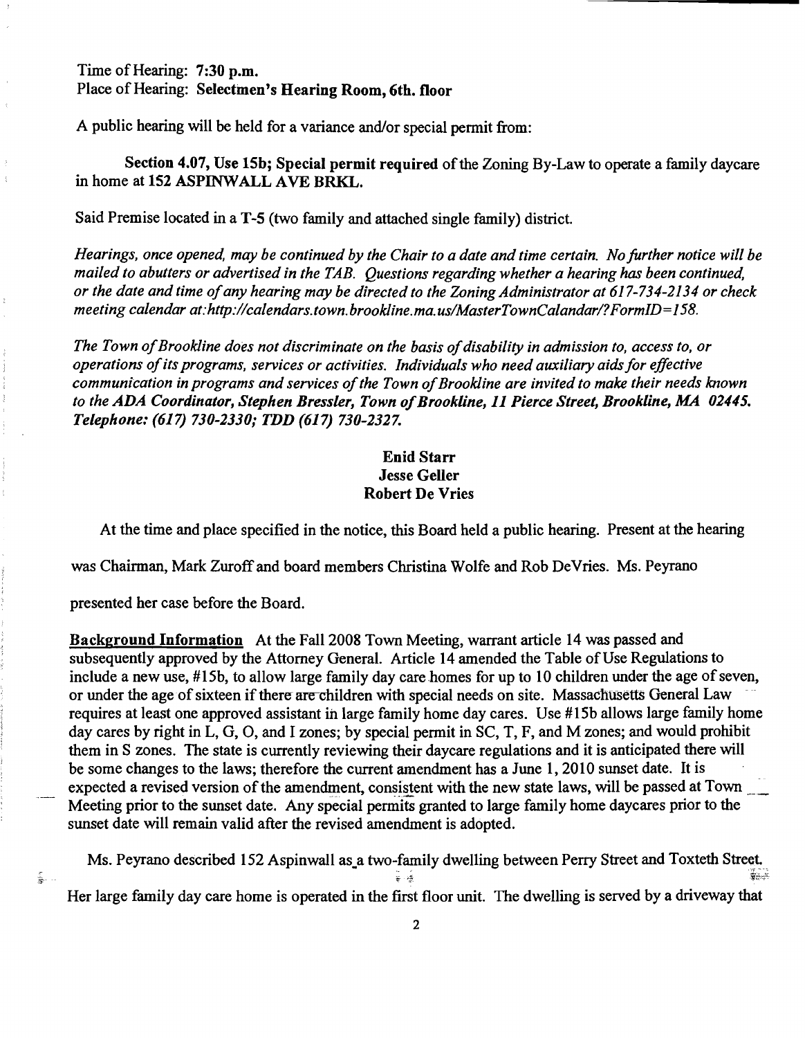Time of Hearing: **7:30 p.m.**
Place of Hearing: **Selectmen's Hearing Room, 6th. floor**

A public hearing will be held for a variance and/or special permit from:

**Section 4.07, Use 15b; Special permit required** of the Zoning By-Law to operate a family daycare in home at **152 ASPINWALL AVE BRKL.**

Said Premise located in a **T-5** (two family and attached single family) district.

*Hearings, once opened, may be continued by the Chair to a date and time certain. No further notice will be mailed to abutters or advertised in the TAB. Questions regarding whether a hearing has been continued, or the date and time of any hearing may be directed to the Zoning Administrator at 617-734-2134 or check meeting calendar at:http://calendars.town.brookline.ma.us/MasterTownCalandar/?FormID=158.*

*The Town of Brookline does not discriminate on the basis of disability in admission to, access to, or operations of its programs, services or activities. Individuals who need auxiliary aids for effective communication in programs and services of the Town of Brookline are invited to make their needs known to the ADA Coordinator, Stephen Bressler, Town of Brookline, 11 Pierce Street, Brookline, MA 02445. Telephone: (617) 730-2330; TDD (617) 730-2327.*

**Enid Starr**
**Jesse Geller**
**Robert De Vries**

At the time and place specified in the notice, this Board held a public hearing. Present at the hearing was Chairman, Mark Zuroff and board members Christina Wolfe and Rob DeVries. Ms. Peyrano presented her case before the Board.

**Background Information** At the Fall 2008 Town Meeting, warrant article 14 was passed and subsequently approved by the Attorney General. Article 14 amended the Table of Use Regulations to include a new use, #15b, to allow large family day care homes for up to 10 children under the age of seven, or under the age of sixteen if there are children with special needs on site. Massachusetts General Law requires at least one approved assistant in large family home day cares. Use #15b allows large family home day cares by right in L, G, O, and I zones; by special permit in SC, T, F, and M zones; and would prohibit them in S zones. The state is currently reviewing their daycare regulations and it is anticipated there will be some changes to the laws; therefore the current amendment has a June 1, 2010 sunset date. It is expected a revised version of the amendment, consistent with the new state laws, will be passed at Town Meeting prior to the sunset date. Any special permits granted to large family home daycares prior to the sunset date will remain valid after the revised amendment is adopted.

Ms. Peyrano described 152 Aspinwall as a two-family dwelling between Perry Street and Toxteth Street. Her large family day care home is operated in the first floor unit. The dwelling is served by a driveway that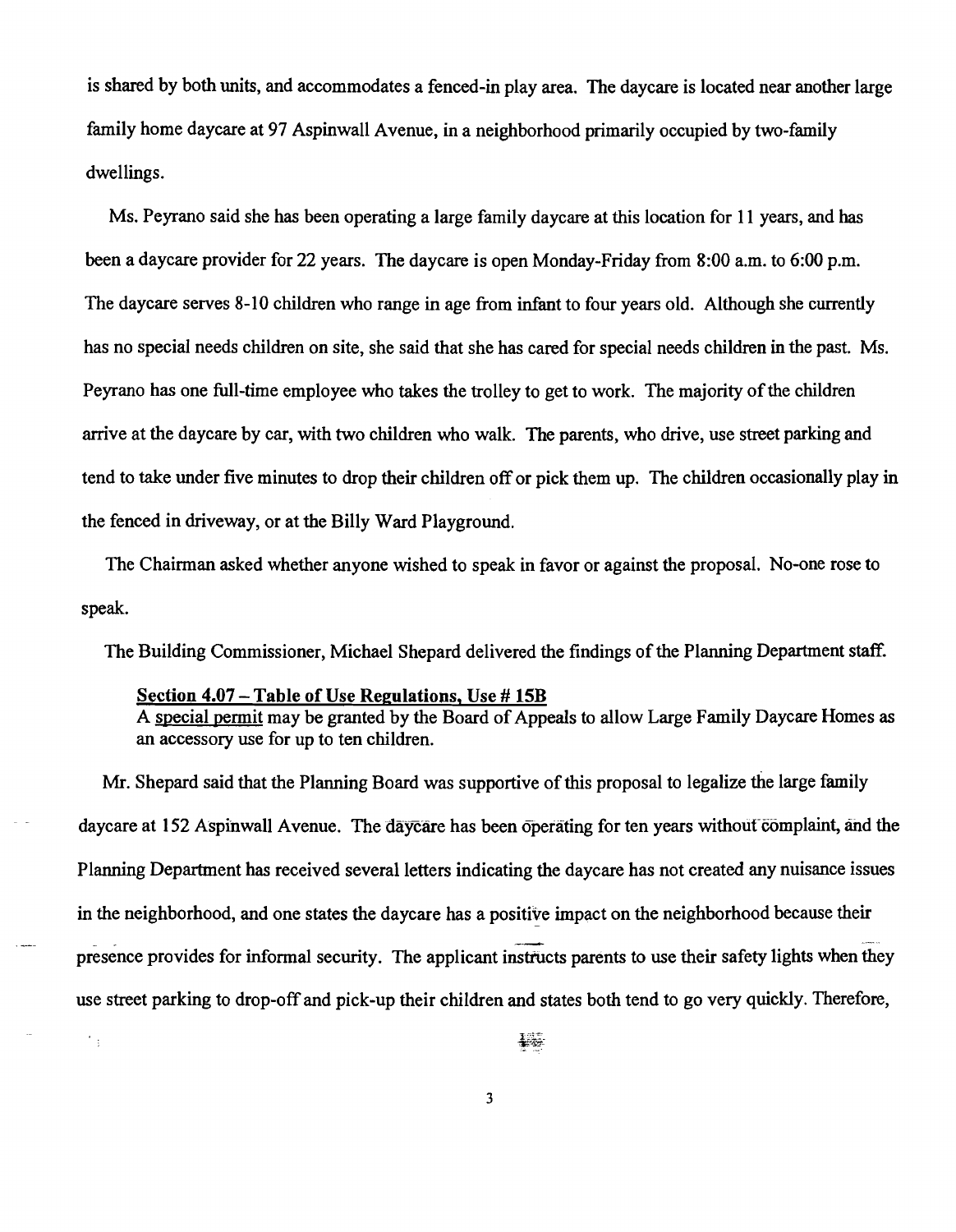is shared by both units, and accommodates a fenced-in play area. The daycare is located near another large family home daycare at 97 Aspinwall Avenue, in a neighborhood primarily occupied by two-family dwellings.

Ms. Peyrano said she has been operating a large family daycare at this location for 11 years, and has been a daycare provider for 22 years. The daycare is open Monday-Friday from 8:00 a.m. to 6:00 p.m. The daycare serves 8-10 children who range in age from infant to four years old. Although she currently has no special needs children on site, she said that she has cared for special needs children in the past. Ms. Peyrano has one full-time employee who takes the trolley to get to work. The majority of the children arrive at the daycare by car, with two children who walk. The parents, who drive, use street parking and tend to take under five minutes to drop their children off or pick them up. The children occasionally play in the fenced in driveway, or at the Billy Ward Playground.

The Chairman asked whether anyone wished to speak in favor or against the proposal. No-one rose to speak.

The Building Commissioner, Michael Shepard delivered the findings of the Planning Department staff.

> **<u>Section 4.07 – Table of Use Regulations, Use # 15B</u>**
> A <u>special permit</u> may be granted by the Board of Appeals to allow Large Family Daycare Homes as an accessory use for up to ten children.

Mr. Shepard said that the Planning Board was supportive of this proposal to legalize the large family daycare at 152 Aspinwall Avenue. The daycare has been operating for ten years without complaint, and the Planning Department has received several letters indicating the daycare has not created any nuisance issues in the neighborhood, and one states the daycare has a positive impact on the neighborhood because their presence provides for informal security. The applicant instructs parents to use their safety lights when they use street parking to drop-off and pick-up their children and states both tend to go very quickly. Therefore,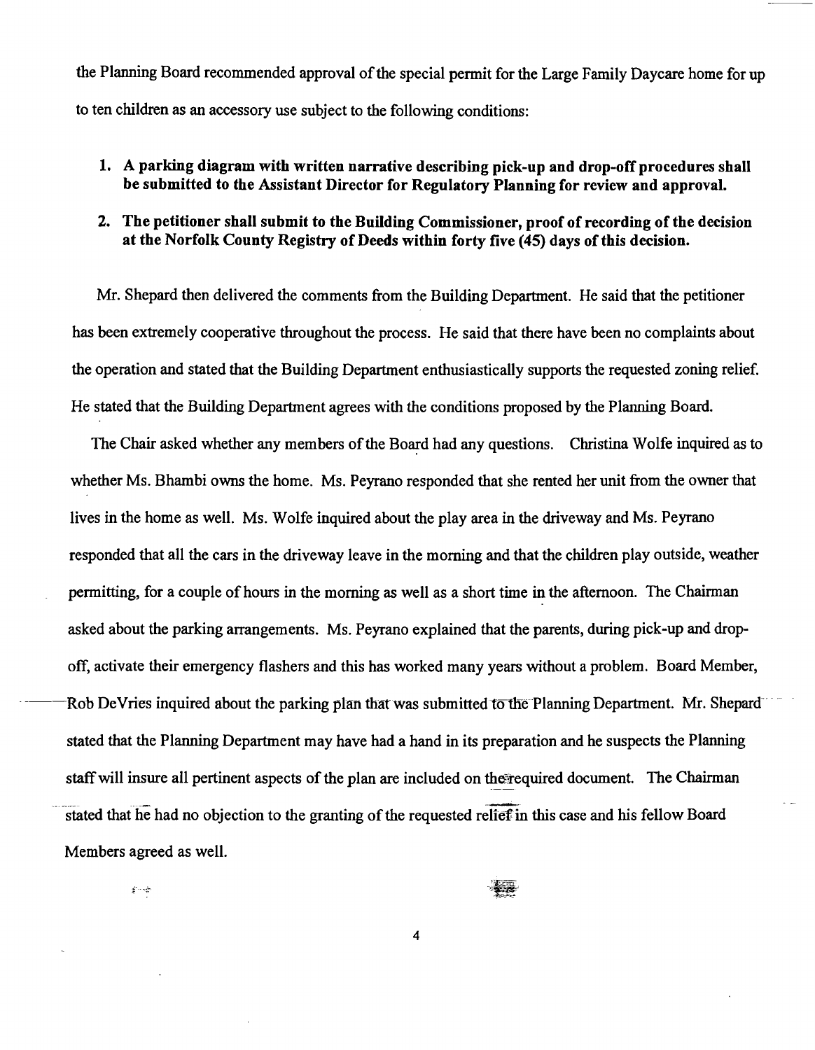the Planning Board recommended approval of the special permit for the Large Family Daycare home for up to ten children as an accessory use subject to the following conditions:

1. **A parking diagram with written narrative describing pick-up and drop-off procedures shall be submitted to the Assistant Director for Regulatory Planning for review and approval.**

2. **The petitioner shall submit to the Building Commissioner, proof of recording of the decision at the Norfolk County Registry of Deeds within forty five (45) days of this decision.**

Mr. Shepard then delivered the comments from the Building Department. He said that the petitioner has been extremely cooperative throughout the process. He said that there have been no complaints about the operation and stated that the Building Department enthusiastically supports the requested zoning relief. He stated that the Building Department agrees with the conditions proposed by the Planning Board.

The Chair asked whether any members of the Board had any questions. Christina Wolfe inquired as to whether Ms. Bhambi owns the home. Ms. Peyrano responded that she rented her unit from the owner that lives in the home as well. Ms. Wolfe inquired about the play area in the driveway and Ms. Peyrano responded that all the cars in the driveway leave in the morning and that the children play outside, weather permitting, for a couple of hours in the morning as well as a short time in the afternoon. The Chairman asked about the parking arrangements. Ms. Peyrano explained that the parents, during pick-up and drop-off, activate their emergency flashers and this has worked many years without a problem. Board Member, Rob DeVries inquired about the parking plan that was submitted to the Planning Department. Mr. Shepard stated that the Planning Department may have had a hand in its preparation and he suspects the Planning staff will insure all pertinent aspects of the plan are included on the required document. The Chairman stated that he had no objection to the granting of the requested relief in this case and his fellow Board Members agreed as well.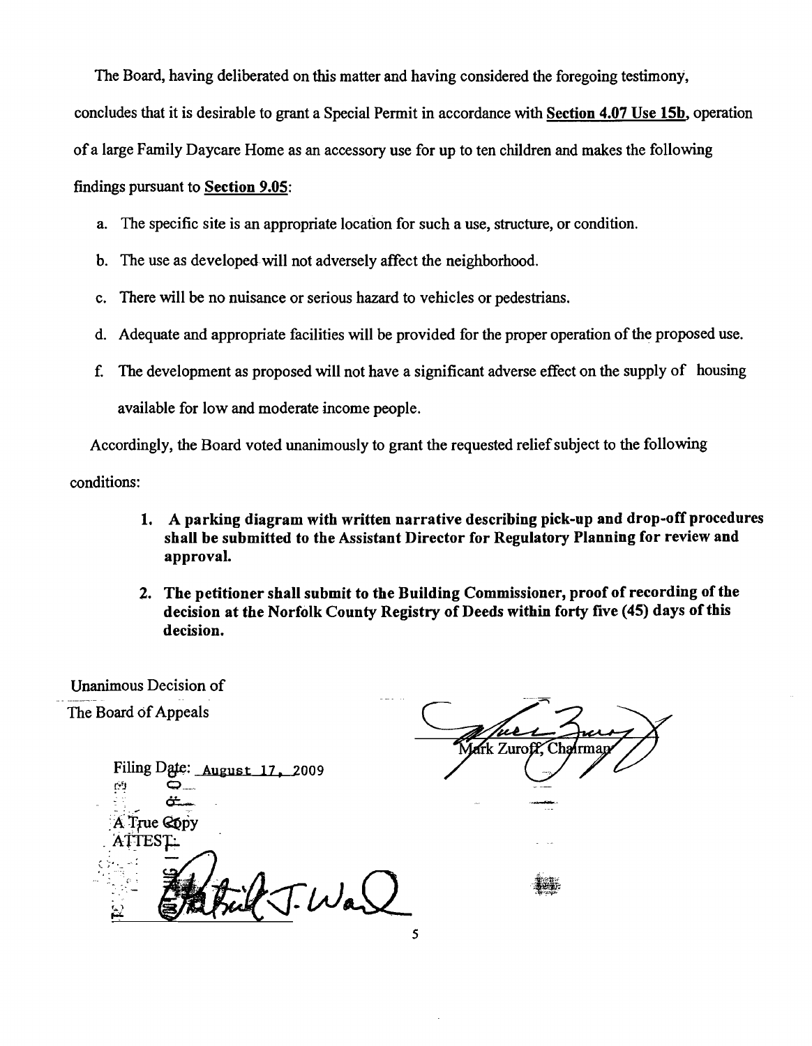The Board, having deliberated on this matter and having considered the foregoing testimony, concludes that it is desirable to grant a Special Permit in accordance with **Section 4.07 Use 15b**, operation of a large Family Daycare Home as an accessory use for up to ten children and makes the following findings pursuant to **Section 9.05**:

a. The specific site is an appropriate location for such a use, structure, or condition.

b. The use as developed will not adversely affect the neighborhood.

c. There will be no nuisance or serious hazard to vehicles or pedestrians.

d. Adequate and appropriate facilities will be provided for the proper operation of the proposed use.

f. The development as proposed will not have a significant adverse effect on the supply of housing available for low and moderate income people.

Accordingly, the Board voted unanimously to grant the requested relief subject to the following conditions:

1. **A parking diagram with written narrative describing pick-up and drop-off procedures shall be submitted to the Assistant Director for Regulatory Planning for review and approval.**

2. **The petitioner shall submit to the Building Commissioner, proof of recording of the decision at the Norfolk County Registry of Deeds within forty five (45) days of this decision.**

Unanimous Decision of
The Board of Appeals

Mark Zuroff, Chairman

Filing Date: August 17, 2009

A True Copy
ATTEST:

Patrick J. Ward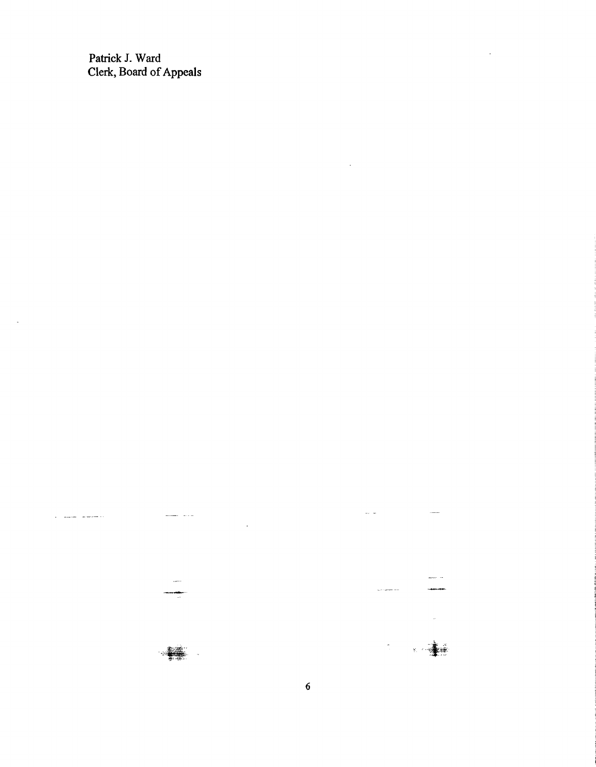Patrick J. Ward
Clerk, Board of Appeals